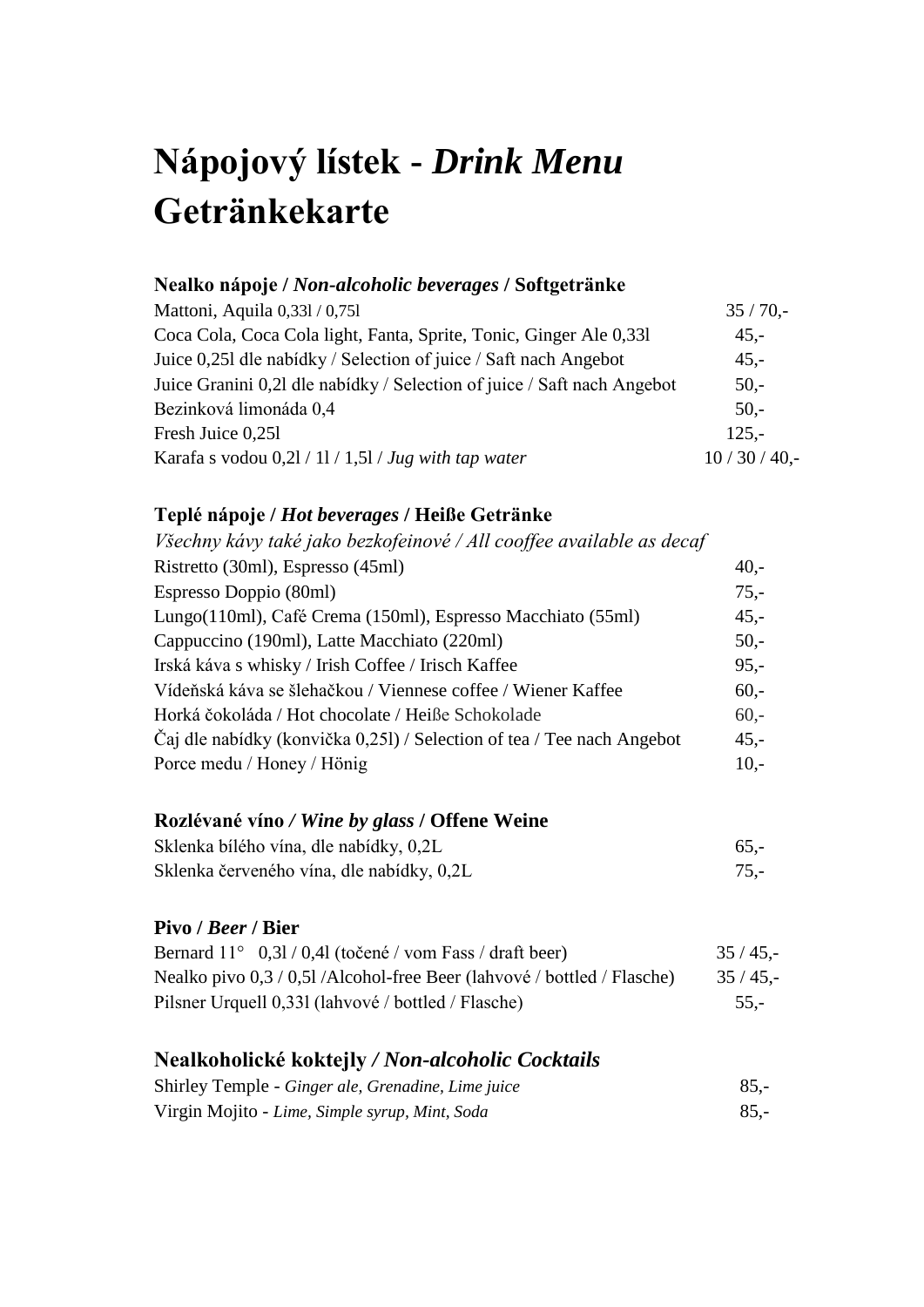# Nápojový lístek - *Drink Menu* Getränkekarte

### Nealko nápoje / *Non-alcoholic beverages* / Softgetränke

| | |
|---|---|
| Mattoni, Aquila 0,33l / 0,75l | 35 / 70,- |
| Coca Cola, Coca Cola light, Fanta, Sprite, Tonic, Ginger Ale 0,33l | 45,- |
| Juice 0,25l dle nabídky / Selection of juice / Saft nach Angebot | 45,- |
| Juice Granini 0,2l dle nabídky / Selection of juice / Saft nach Angebot | 50,- |
| Bezinková limonáda 0,4 | 50,- |
| Fresh Juice 0,25l | 125,- |
| Karafa s vodou 0,2l / 1l / 1,5l / *Jug with tap water* | 10 / 30 / 40,- |

### Teplé nápoje / *Hot beverages* / Heiße Getränke

*Všechny kávy také jako bezkofeinové / All cooffee available as decaf*

| | |
|---|---|
| Ristretto (30ml), Espresso (45ml) | 40,- |
| Espresso Doppio (80ml) | 75,- |
| Lungo(110ml), Café Crema (150ml), Espresso Macchiato (55ml) | 45,- |
| Cappuccino (190ml), Latte Macchiato (220ml) | 50,- |
| Irská káva s whisky / Irish Coffee / Irisch Kaffee | 95,- |
| Vídeňská káva se šlehačkou / Viennese coffee / Wiener Kaffee | 60,- |
| Horká čokoláda / Hot chocolate / Heiße Schokolade | 60,- |
| Čaj dle nabídky (konvička 0,25l) / Selection of tea / Tee nach Angebot | 45,- |
| Porce medu / Honey / Hönig | 10,- |

### Rozlévané víno */ Wine by glass* / Offene Weine

| | |
|---|---|
| Sklenka bílého vína, dle nabídky, 0,2L | 65,- |
| Sklenka červeného vína, dle nabídky, 0,2L | 75,- |

### Pivo / *Beer* / Bier

| | |
|---|---|
| Bernard 11° 0,3l / 0,4l (točené / vom Fass / draft beer) | 35 / 45,- |
| Nealko pivo 0,3 / 0,5l /Alcohol-free Beer (lahvové / bottled / Flasche) | 35 / 45,- |
| Pilsner Urquell 0,33l (lahvové / bottled / Flasche) | 55,- |

### Nealkoholické koktejly */ Non-alcoholic Cocktails*

| | |
|---|---|
| Shirley Temple - *Ginger ale, Grenadine, Lime juice* | 85,- |
| Virgin Mojito - *Lime, Simple syrup, Mint, Soda* | 85,- |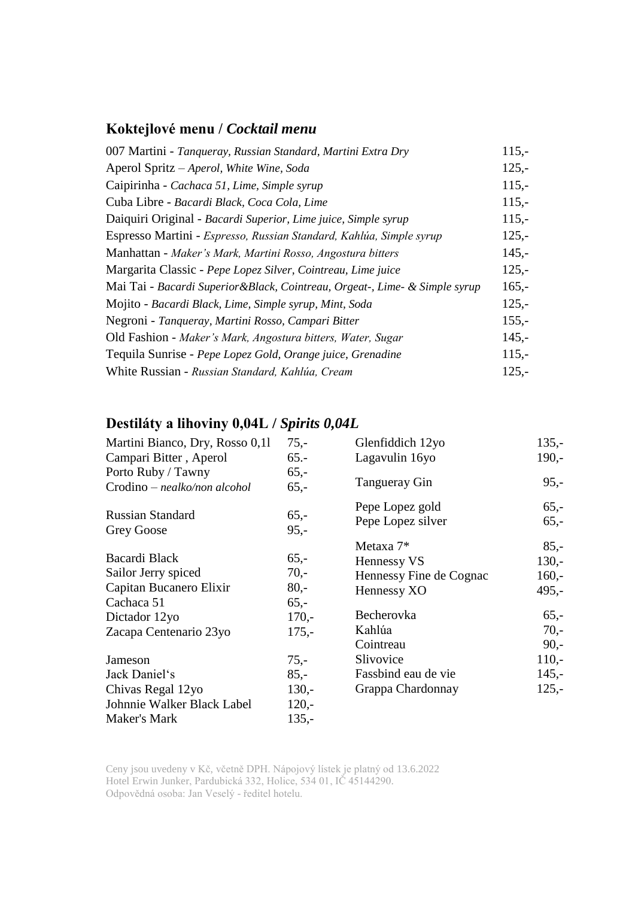## Koktejlové menu / *Cocktail menu*

| | |
|---|---|
| 007 Martini - *Tanqueray, Russian Standard, Martini Extra Dry* | 115,- |
| Aperol Spritz – *Aperol, White Wine, Soda* | 125,- |
| Caipirinha - *Cachaca 51, Lime, Simple syrup* | 115,- |
| Cuba Libre - *Bacardi Black, Coca Cola, Lime* | 115,- |
| Daiquiri Original - *Bacardi Superior, Lime juice, Simple syrup* | 115,- |
| Espresso Martini - *Espresso, Russian Standard, Kahlúa, Simple syrup* | 125,- |
| Manhattan - *Maker's Mark, Martini Rosso, Angostura bitters* | 145,- |
| Margarita Classic - *Pepe Lopez Silver, Cointreau, Lime juice* | 125,- |
| Mai Tai - *Bacardi Superior&Black, Cointreau, Orgeat-, Lime- & Simple syrup* | 165,- |
| Mojito - *Bacardi Black, Lime, Simple syrup, Mint, Soda* | 125,- |
| Negroni - *Tanqueray, Martini Rosso, Campari Bitter* | 155,- |
| Old Fashion - *Maker's Mark, Angostura bitters, Water, Sugar* | 145,- |
| Tequila Sunrise - *Pepe Lopez Gold, Orange juice, Grenadine* | 115,- |
| White Russian - *Russian Standard, Kahlúa, Cream* | 125,- |

## Destiláty a lihoviny 0,04L / *Spirits 0,04L*

| | |
|---|---|
| Martini Bianco, Dry, Rosso 0,1l | 75,- |
| Campari Bitter , Aperol | 65.- |
| Porto Ruby / Tawny | 65,- |
| Crodino – *nealko/non alcohol* | 65,- |
| Russian Standard | 65,- |
| Grey Goose | 95,- |
| Bacardi Black | 65,- |
| Sailor Jerry spiced | 70,- |
| Capitan Bucanero Elixir | 80,- |
| Cachaca 51 | 65,- |
| Dictador 12yo | 170,- |
| Zacapa Centenario 23yo | 175,- |
| Jameson | 75,- |
| Jack Daniel's | 85,- |
| Chivas Regal 12yo | 130,- |
| Johnnie Walker Black Label | 120,- |
| Maker's Mark | 135,- |
| Glenfiddich 12yo | 135,- |
| Lagavulin 16yo | 190,- |
| Tangueray Gin | 95,- |
| Pepe Lopez gold | 65,- |
| Pepe Lopez silver | 65,- |
| Metaxa 7* | 85,- |
| Hennessy VS | 130,- |
| Hennessy Fine de Cognac | 160,- |
| Hennessy XO | 495,- |
| Becherovka | 65,- |
| Kahlúa | 70,- |
| Cointreau | 90,- |
| Slivovice | 110,- |
| Fassbind eau de vie | 145,- |
| Grappa Chardonnay | 125,- |

Ceny jsou uvedeny v Kč, včetně DPH. Nápojový lístek je platný od 13.6.2022
Hotel Erwin Junker, Pardubická 332, Holice, 534 01, IČ 45144290.
Odpovědná osoba: Jan Veselý - ředitel hotelu.